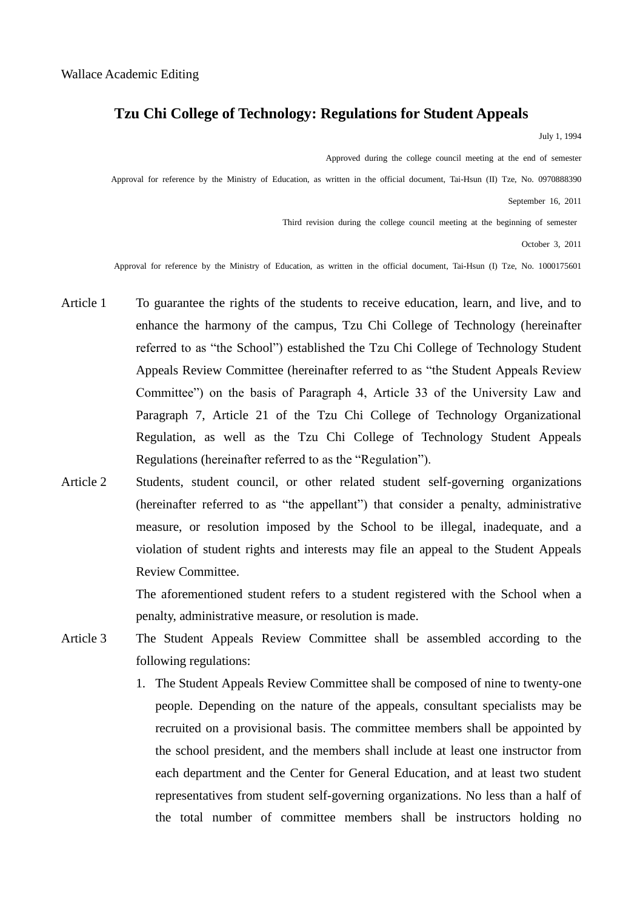Wallace Academic Editing

# Tzu Chi College of Technology: Regulations for Student Appeals

July 1, 1994

Approved during the college council meeting at the end of semester

Approval for reference by the Ministry of Education, as written in the official document, Tai-Hsun (II) Tze, No. 0970888390

September 16, 2011

Third revision during the college council meeting at the beginning of semester

October 3, 2011

Approval for reference by the Ministry of Education, as written in the official document, Tai-Hsun (I) Tze, No. 1000175601

**Article 1** To guarantee the rights of the students to receive education, learn, and live, and to enhance the harmony of the campus, Tzu Chi College of Technology (hereinafter referred to as "the School") established the Tzu Chi College of Technology Student Appeals Review Committee (hereinafter referred to as "the Student Appeals Review Committee") on the basis of Paragraph 4, Article 33 of the University Law and Paragraph 7, Article 21 of the Tzu Chi College of Technology Organizational Regulation, as well as the Tzu Chi College of Technology Student Appeals Regulations (hereinafter referred to as the "Regulation").

**Article 2** Students, student council, or other related student self-governing organizations (hereinafter referred to as "the appellant") that consider a penalty, administrative measure, or resolution imposed by the School to be illegal, inadequate, and a violation of student rights and interests may file an appeal to the Student Appeals Review Committee.

The aforementioned student refers to a student registered with the School when a penalty, administrative measure, or resolution is made.

**Article 3** The Student Appeals Review Committee shall be assembled according to the following regulations:

1. The Student Appeals Review Committee shall be composed of nine to twenty-one people. Depending on the nature of the appeals, consultant specialists may be recruited on a provisional basis. The committee members shall be appointed by the school president, and the members shall include at least one instructor from each department and the Center for General Education, and at least two student representatives from student self-governing organizations. No less than a half of the total number of committee members shall be instructors holding no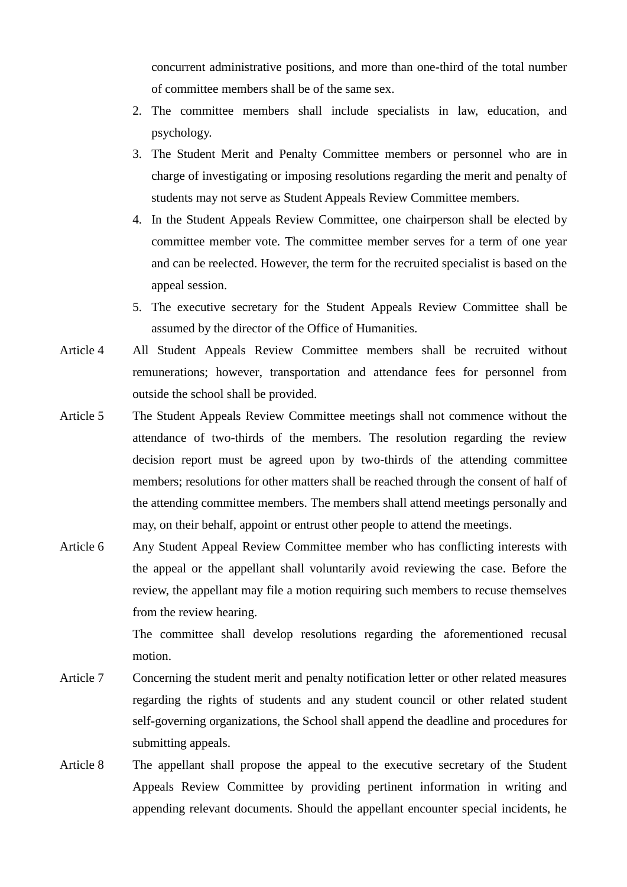concurrent administrative positions, and more than one-third of the total number of committee members shall be of the same sex.

2. The committee members shall include specialists in law, education, and psychology.
3. The Student Merit and Penalty Committee members or personnel who are in charge of investigating or imposing resolutions regarding the merit and penalty of students may not serve as Student Appeals Review Committee members.
4. In the Student Appeals Review Committee, one chairperson shall be elected by committee member vote. The committee member serves for a term of one year and can be reelected. However, the term for the recruited specialist is based on the appeal session.
5. The executive secretary for the Student Appeals Review Committee shall be assumed by the director of the Office of Humanities.

Article 4 All Student Appeals Review Committee members shall be recruited without remunerations; however, transportation and attendance fees for personnel from outside the school shall be provided.

Article 5 The Student Appeals Review Committee meetings shall not commence without the attendance of two-thirds of the members. The resolution regarding the review decision report must be agreed upon by two-thirds of the attending committee members; resolutions for other matters shall be reached through the consent of half of the attending committee members. The members shall attend meetings personally and may, on their behalf, appoint or entrust other people to attend the meetings.

Article 6 Any Student Appeal Review Committee member who has conflicting interests with the appeal or the appellant shall voluntarily avoid reviewing the case. Before the review, the appellant may file a motion requiring such members to recuse themselves from the review hearing.

The committee shall develop resolutions regarding the aforementioned recusal motion.

Article 7 Concerning the student merit and penalty notification letter or other related measures regarding the rights of students and any student council or other related student self-governing organizations, the School shall append the deadline and procedures for submitting appeals.

Article 8 The appellant shall propose the appeal to the executive secretary of the Student Appeals Review Committee by providing pertinent information in writing and appending relevant documents. Should the appellant encounter special incidents, he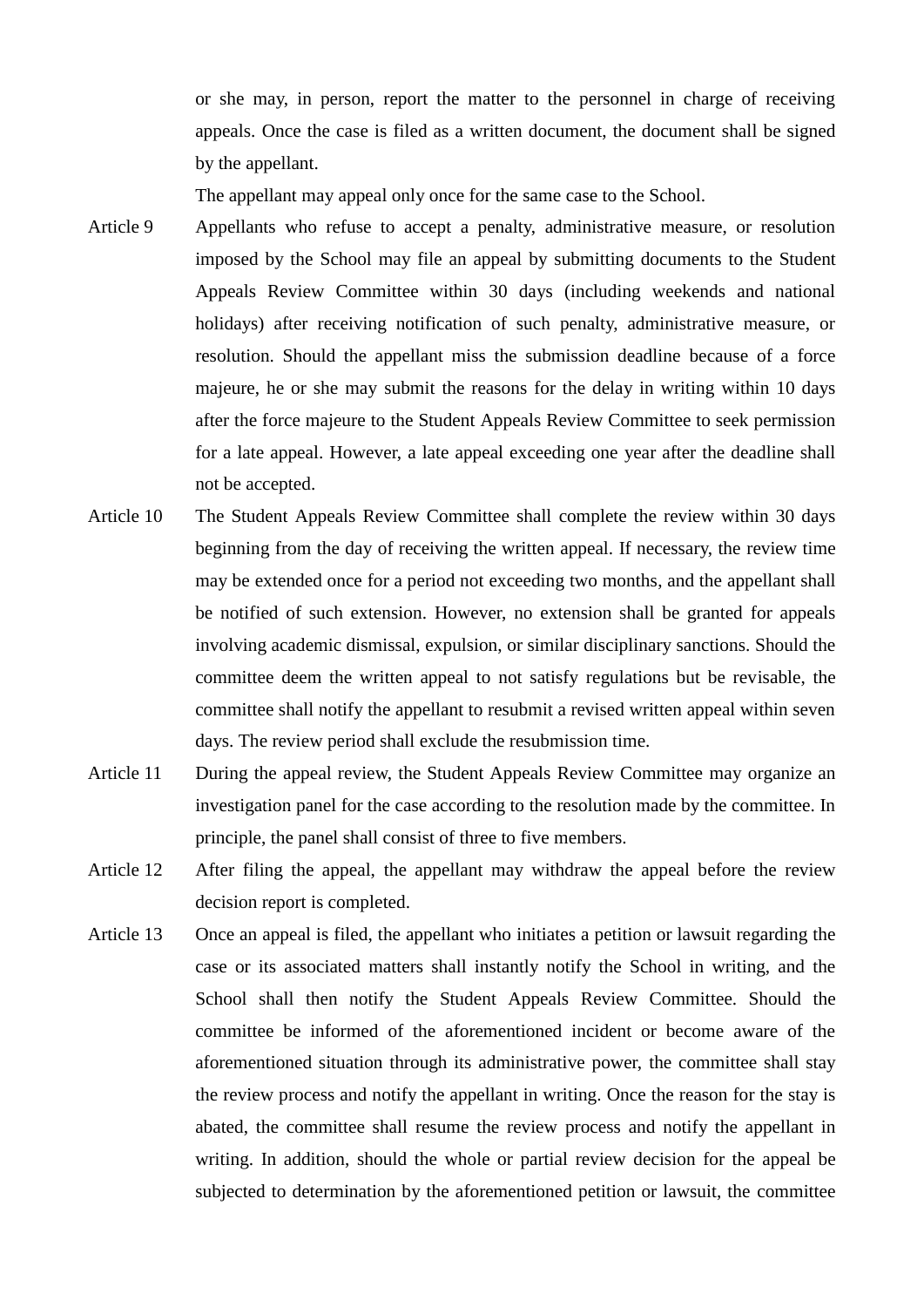or she may, in person, report the matter to the personnel in charge of receiving appeals. Once the case is filed as a written document, the document shall be signed by the appellant.

The appellant may appeal only once for the same case to the School.

Article 9 Appellants who refuse to accept a penalty, administrative measure, or resolution imposed by the School may file an appeal by submitting documents to the Student Appeals Review Committee within 30 days (including weekends and national holidays) after receiving notification of such penalty, administrative measure, or resolution. Should the appellant miss the submission deadline because of a force majeure, he or she may submit the reasons for the delay in writing within 10 days after the force majeure to the Student Appeals Review Committee to seek permission for a late appeal. However, a late appeal exceeding one year after the deadline shall not be accepted.

Article 10 The Student Appeals Review Committee shall complete the review within 30 days beginning from the day of receiving the written appeal. If necessary, the review time may be extended once for a period not exceeding two months, and the appellant shall be notified of such extension. However, no extension shall be granted for appeals involving academic dismissal, expulsion, or similar disciplinary sanctions. Should the committee deem the written appeal to not satisfy regulations but be revisable, the committee shall notify the appellant to resubmit a revised written appeal within seven days. The review period shall exclude the resubmission time.

Article 11 During the appeal review, the Student Appeals Review Committee may organize an investigation panel for the case according to the resolution made by the committee. In principle, the panel shall consist of three to five members.

Article 12 After filing the appeal, the appellant may withdraw the appeal before the review decision report is completed.

Article 13 Once an appeal is filed, the appellant who initiates a petition or lawsuit regarding the case or its associated matters shall instantly notify the School in writing, and the School shall then notify the Student Appeals Review Committee. Should the committee be informed of the aforementioned incident or become aware of the aforementioned situation through its administrative power, the committee shall stay the review process and notify the appellant in writing. Once the reason for the stay is abated, the committee shall resume the review process and notify the appellant in writing. In addition, should the whole or partial review decision for the appeal be subjected to determination by the aforementioned petition or lawsuit, the committee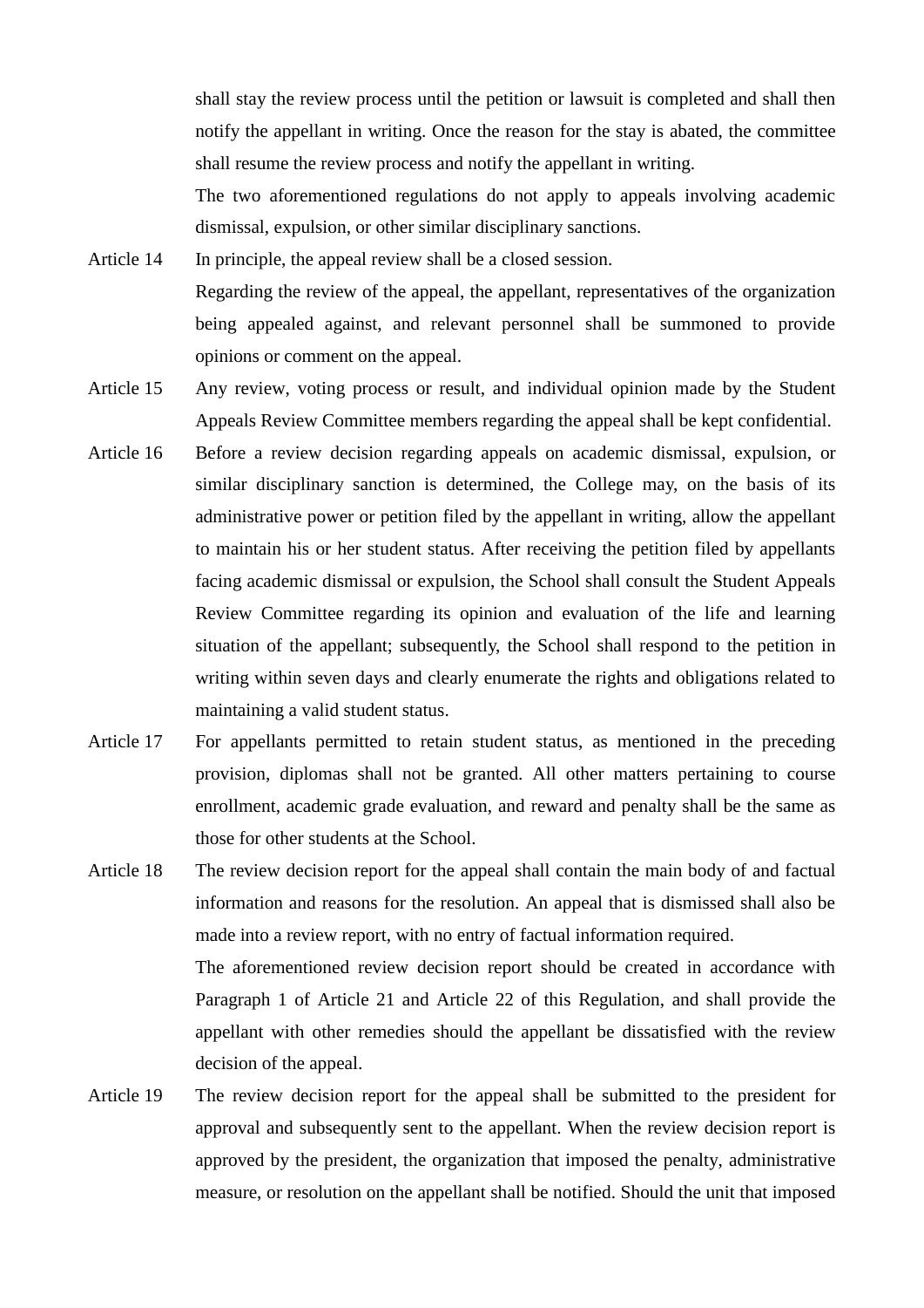shall stay the review process until the petition or lawsuit is completed and shall then notify the appellant in writing. Once the reason for the stay is abated, the committee shall resume the review process and notify the appellant in writing.

The two aforementioned regulations do not apply to appeals involving academic dismissal, expulsion, or other similar disciplinary sanctions.

**Article 14** In principle, the appeal review shall be a closed session.

Regarding the review of the appeal, the appellant, representatives of the organization being appealed against, and relevant personnel shall be summoned to provide opinions or comment on the appeal.

**Article 15** Any review, voting process or result, and individual opinion made by the Student Appeals Review Committee members regarding the appeal shall be kept confidential.

**Article 16** Before a review decision regarding appeals on academic dismissal, expulsion, or similar disciplinary sanction is determined, the College may, on the basis of its administrative power or petition filed by the appellant in writing, allow the appellant to maintain his or her student status. After receiving the petition filed by appellants facing academic dismissal or expulsion, the School shall consult the Student Appeals Review Committee regarding its opinion and evaluation of the life and learning situation of the appellant; subsequently, the School shall respond to the petition in writing within seven days and clearly enumerate the rights and obligations related to maintaining a valid student status.

**Article 17** For appellants permitted to retain student status, as mentioned in the preceding provision, diplomas shall not be granted. All other matters pertaining to course enrollment, academic grade evaluation, and reward and penalty shall be the same as those for other students at the School.

**Article 18** The review decision report for the appeal shall contain the main body of and factual information and reasons for the resolution. An appeal that is dismissed shall also be made into a review report, with no entry of factual information required.

The aforementioned review decision report should be created in accordance with Paragraph 1 of Article 21 and Article 22 of this Regulation, and shall provide the appellant with other remedies should the appellant be dissatisfied with the review decision of the appeal.

**Article 19** The review decision report for the appeal shall be submitted to the president for approval and subsequently sent to the appellant. When the review decision report is approved by the president, the organization that imposed the penalty, administrative measure, or resolution on the appellant shall be notified. Should the unit that imposed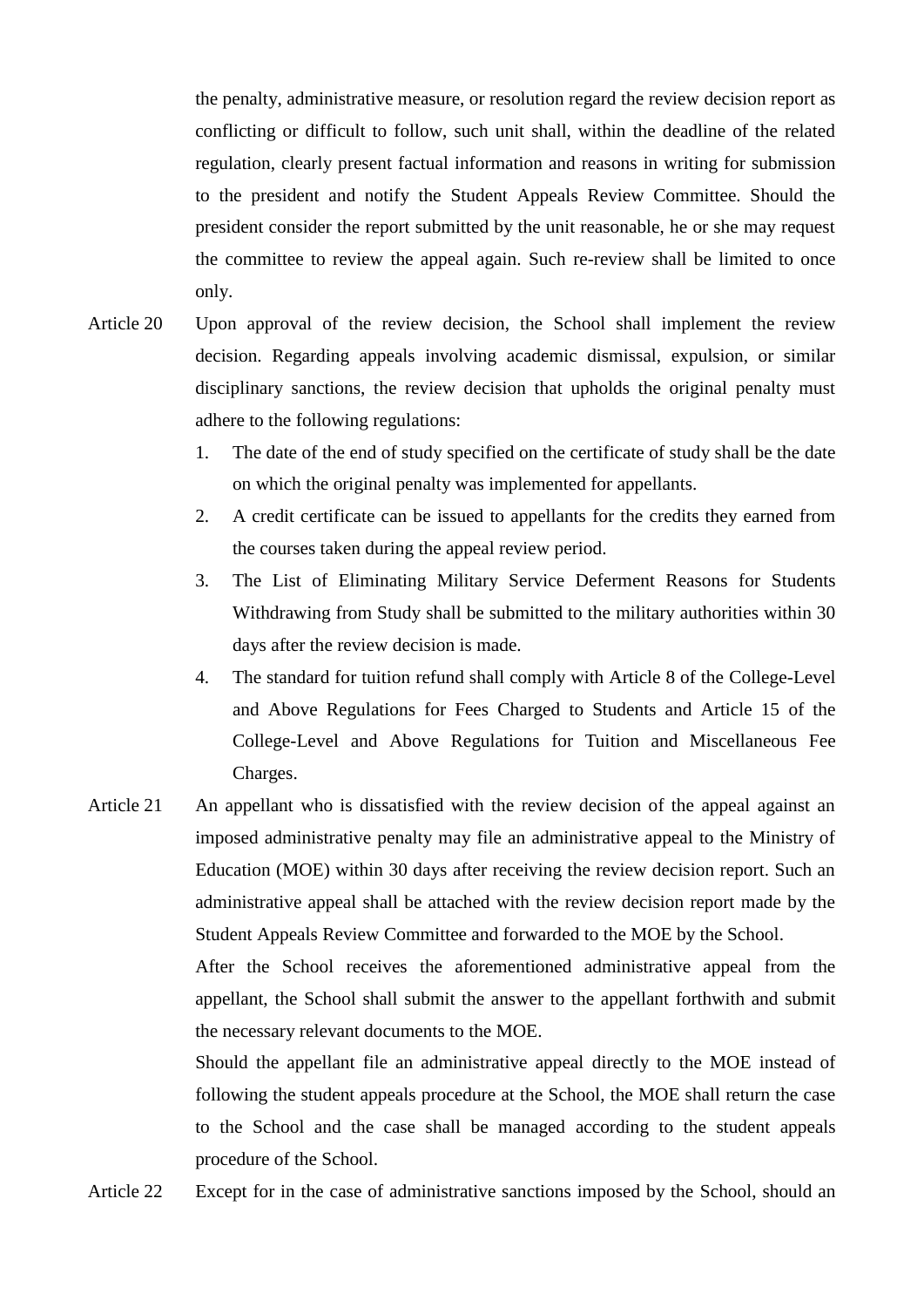the penalty, administrative measure, or resolution regard the review decision report as conflicting or difficult to follow, such unit shall, within the deadline of the related regulation, clearly present factual information and reasons in writing for submission to the president and notify the Student Appeals Review Committee. Should the president consider the report submitted by the unit reasonable, he or she may request the committee to review the appeal again. Such re-review shall be limited to once only.

Article 20 Upon approval of the review decision, the School shall implement the review decision. Regarding appeals involving academic dismissal, expulsion, or similar disciplinary sanctions, the review decision that upholds the original penalty must adhere to the following regulations:

1. The date of the end of study specified on the certificate of study shall be the date on which the original penalty was implemented for appellants.
2. A credit certificate can be issued to appellants for the credits they earned from the courses taken during the appeal review period.
3. The List of Eliminating Military Service Deferment Reasons for Students Withdrawing from Study shall be submitted to the military authorities within 30 days after the review decision is made.
4. The standard for tuition refund shall comply with Article 8 of the College-Level and Above Regulations for Fees Charged to Students and Article 15 of the College-Level and Above Regulations for Tuition and Miscellaneous Fee Charges.

Article 21 An appellant who is dissatisfied with the review decision of the appeal against an imposed administrative penalty may file an administrative appeal to the Ministry of Education (MOE) within 30 days after receiving the review decision report. Such an administrative appeal shall be attached with the review decision report made by the Student Appeals Review Committee and forwarded to the MOE by the School.

After the School receives the aforementioned administrative appeal from the appellant, the School shall submit the answer to the appellant forthwith and submit the necessary relevant documents to the MOE.

Should the appellant file an administrative appeal directly to the MOE instead of following the student appeals procedure at the School, the MOE shall return the case to the School and the case shall be managed according to the student appeals procedure of the School.

Article 22 Except for in the case of administrative sanctions imposed by the School, should an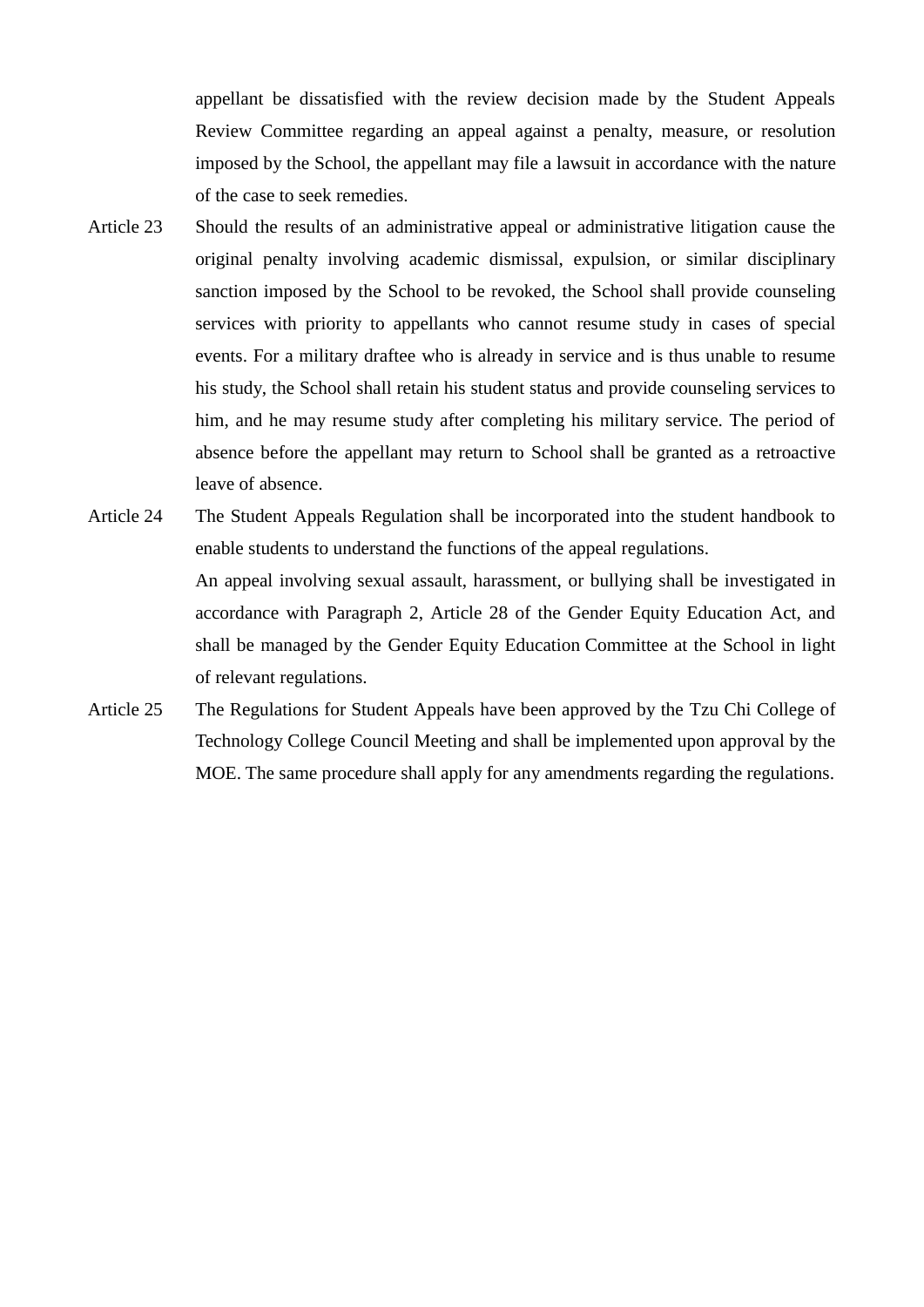appellant be dissatisfied with the review decision made by the Student Appeals Review Committee regarding an appeal against a penalty, measure, or resolution imposed by the School, the appellant may file a lawsuit in accordance with the nature of the case to seek remedies.

Article 23 Should the results of an administrative appeal or administrative litigation cause the original penalty involving academic dismissal, expulsion, or similar disciplinary sanction imposed by the School to be revoked, the School shall provide counseling services with priority to appellants who cannot resume study in cases of special events. For a military draftee who is already in service and is thus unable to resume his study, the School shall retain his student status and provide counseling services to him, and he may resume study after completing his military service. The period of absence before the appellant may return to School shall be granted as a retroactive leave of absence.

Article 24 The Student Appeals Regulation shall be incorporated into the student handbook to enable students to understand the functions of the appeal regulations.

An appeal involving sexual assault, harassment, or bullying shall be investigated in accordance with Paragraph 2, Article 28 of the Gender Equity Education Act, and shall be managed by the Gender Equity Education Committee at the School in light of relevant regulations.

Article 25 The Regulations for Student Appeals have been approved by the Tzu Chi College of Technology College Council Meeting and shall be implemented upon approval by the MOE. The same procedure shall apply for any amendments regarding the regulations.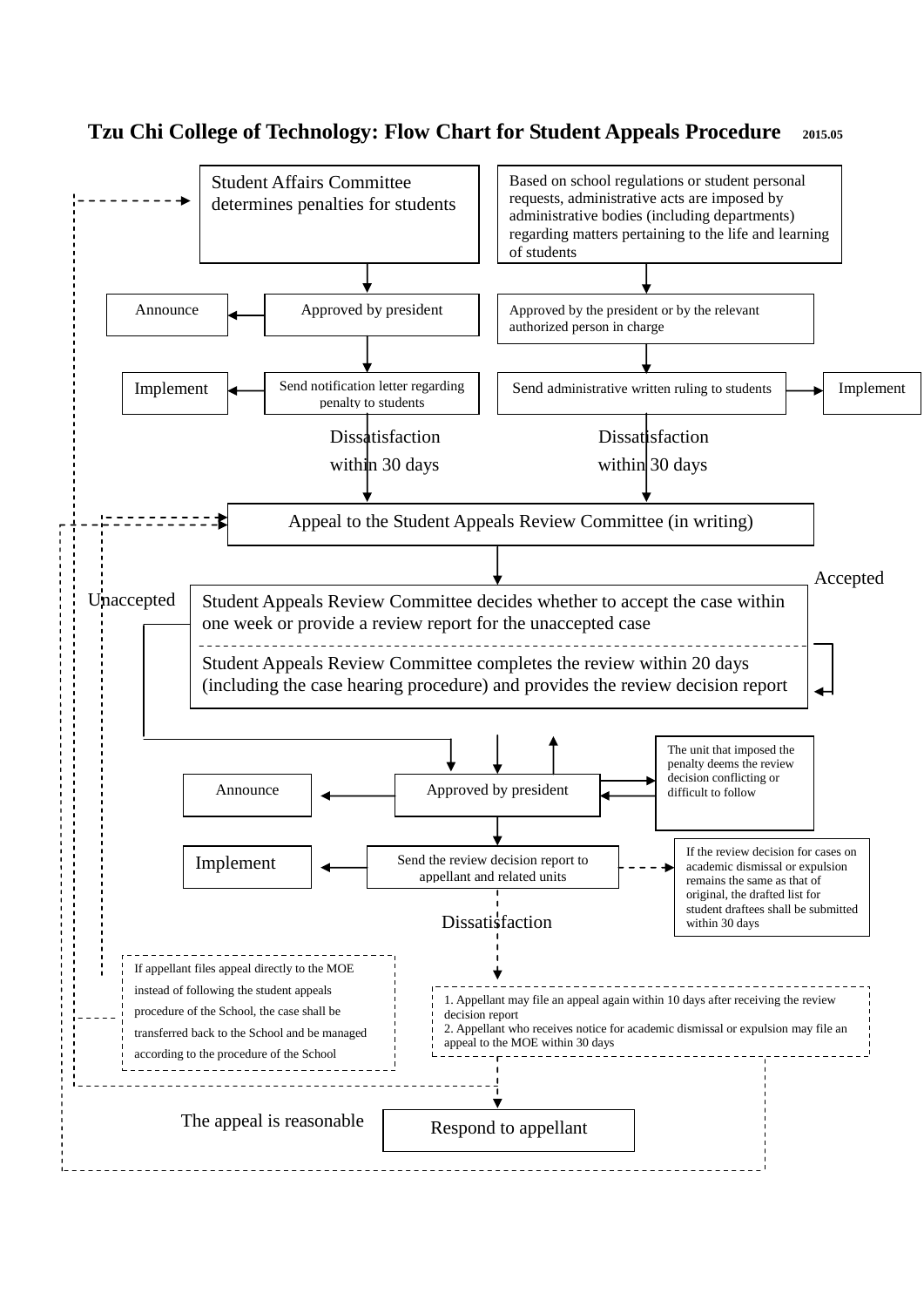# Tzu Chi College of Technology: Flow Chart for Student Appeals Procedure 2015.05

Student Affairs Committee determines penalties for students

Based on school regulations or student personal requests, administrative acts are imposed by administrative bodies (including departments) regarding matters pertaining to the life and learning of students

Announce

Approved by president

Approved by the president or by the relevant authorized person in charge

Implement

Send notification letter regarding penalty to students

Send administrative written ruling to students

Implement

Dissatisfaction within 30 days

Dissatisfaction within 30 days

Appeal to the Student Appeals Review Committee (in writing)

Accepted

Unaccepted

Student Appeals Review Committee decides whether to accept the case within one week or provide a review report for the unaccepted case

Student Appeals Review Committee completes the review within 20 days (including the case hearing procedure) and provides the review decision report

The unit that imposed the penalty deems the review decision conflicting or difficult to follow

Announce

Approved by president

Implement

Send the review decision report to appellant and related units

If the review decision for cases on academic dismissal or expulsion remains the same as that of original, the drafted list for student draftees shall be submitted within 30 days

Dissatisfaction

If appellant files appeal directly to the MOE instead of following the student appeals procedure of the School, the case shall be transferred back to the School and be managed according to the procedure of the School

1. Appellant may file an appeal again within 10 days after receiving the review decision report
2. Appellant who receives notice for academic dismissal or expulsion may file an appeal to the MOE within 30 days

The appeal is reasonable

Respond to appellant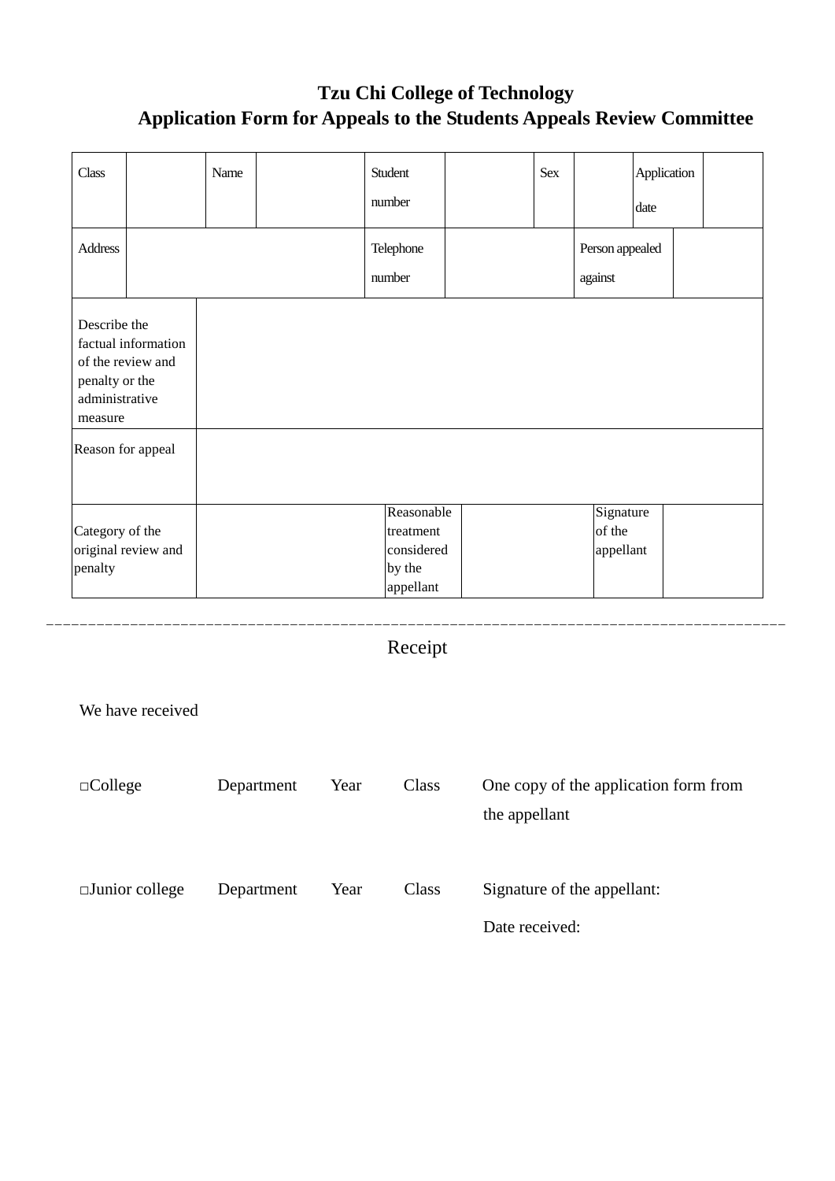# Tzu Chi College of Technology
## Application Form for Appeals to the Students Appeals Review Committee

| | | | | | | | | | |
|---|---|---|---|---|---|---|---|---|---|
| Class | | Name | | Student number | | Sex | | Application date | |
| Address | | | | Telephone number | | | Person appealed against | | |
| Describe the factual information of the review and penalty or the administrative measure | | | | | | | | | |
| Reason for appeal | | | | | | | | | |
| Category of the original review and penalty | | | Reasonable treatment considered by the appellant | | | Signature of the appellant | | | |

---

## Receipt

We have received

□College Department Year Class One copy of the application form from the appellant

□Junior college Department Year Class Signature of the appellant:

Date received: